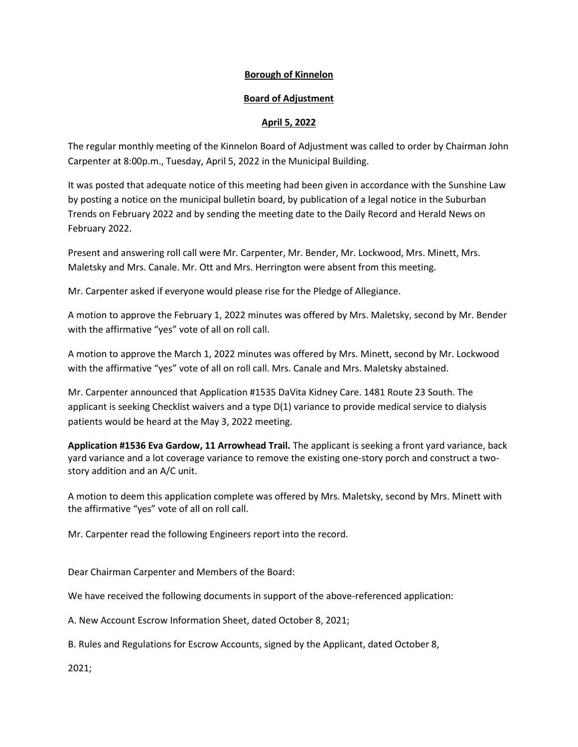**Borough of Kinnelon**

**Board of Adjustment**

**April 5, 2022**

The regular monthly meeting of the Kinnelon Board of Adjustment was called to order by Chairman John Carpenter at 8:00p.m., Tuesday, April 5, 2022 in the Municipal Building.

It was posted that adequate notice of this meeting had been given in accordance with the Sunshine Law by posting a notice on the municipal bulletin board, by publication of a legal notice in the Suburban Trends on February 2022 and by sending the meeting date to the Daily Record and Herald News on February 2022.

Present and answering roll call were Mr. Carpenter, Mr. Bender, Mr. Lockwood, Mrs. Minett, Mrs. Maletsky and Mrs. Canale. Mr. Ott and Mrs. Herrington were absent from this meeting.

Mr. Carpenter asked if everyone would please rise for the Pledge of Allegiance.

A motion to approve the February 1, 2022 minutes was offered by Mrs. Maletsky, second by Mr. Bender with the affirmative "yes" vote of all on roll call.

A motion to approve the March 1, 2022 minutes was offered by Mrs. Minett, second by Mr. Lockwood with the affirmative "yes" vote of all on roll call. Mrs. Canale and Mrs. Maletsky abstained.

Mr. Carpenter announced that Application #1535 DaVita Kidney Care. 1481 Route 23 South. The applicant is seeking Checklist waivers and a type D(1) variance to provide medical service to dialysis patients would be heard at the May 3, 2022 meeting.

**Application #1536 Eva Gardow, 11 Arrowhead Trail.** The applicant is seeking a front yard variance, back yard variance and a lot coverage variance to remove the existing one-story porch and construct a two-story addition and an A/C unit.

A motion to deem this application complete was offered by Mrs. Maletsky, second by Mrs. Minett with the affirmative "yes" vote of all on roll call.

Mr. Carpenter read the following Engineers report into the record.

Dear Chairman Carpenter and Members of the Board:

We have received the following documents in support of the above-referenced application:

A. New Account Escrow Information Sheet, dated October 8, 2021;

B. Rules and Regulations for Escrow Accounts, signed by the Applicant, dated October 8, 2021;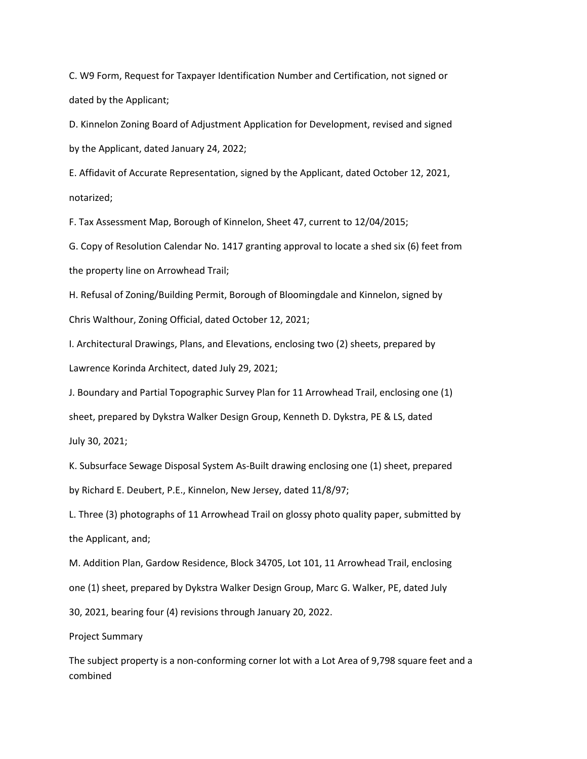C. W9 Form, Request for Taxpayer Identification Number and Certification, not signed or dated by the Applicant;

D. Kinnelon Zoning Board of Adjustment Application for Development, revised and signed by the Applicant, dated January 24, 2022;

E. Affidavit of Accurate Representation, signed by the Applicant, dated October 12, 2021, notarized;

F. Tax Assessment Map, Borough of Kinnelon, Sheet 47, current to 12/04/2015;

G. Copy of Resolution Calendar No. 1417 granting approval to locate a shed six (6) feet from the property line on Arrowhead Trail;

H. Refusal of Zoning/Building Permit, Borough of Bloomingdale and Kinnelon, signed by Chris Walthour, Zoning Official, dated October 12, 2021;

I. Architectural Drawings, Plans, and Elevations, enclosing two (2) sheets, prepared by Lawrence Korinda Architect, dated July 29, 2021;

J. Boundary and Partial Topographic Survey Plan for 11 Arrowhead Trail, enclosing one (1) sheet, prepared by Dykstra Walker Design Group, Kenneth D. Dykstra, PE & LS, dated July 30, 2021;

K. Subsurface Sewage Disposal System As-Built drawing enclosing one (1) sheet, prepared by Richard E. Deubert, P.E., Kinnelon, New Jersey, dated 11/8/97;

L. Three (3) photographs of 11 Arrowhead Trail on glossy photo quality paper, submitted by the Applicant, and;

M. Addition Plan, Gardow Residence, Block 34705, Lot 101, 11 Arrowhead Trail, enclosing one (1) sheet, prepared by Dykstra Walker Design Group, Marc G. Walker, PE, dated July 30, 2021, bearing four (4) revisions through January 20, 2022.

Project Summary

The subject property is a non-conforming corner lot with a Lot Area of 9,798 square feet and a combined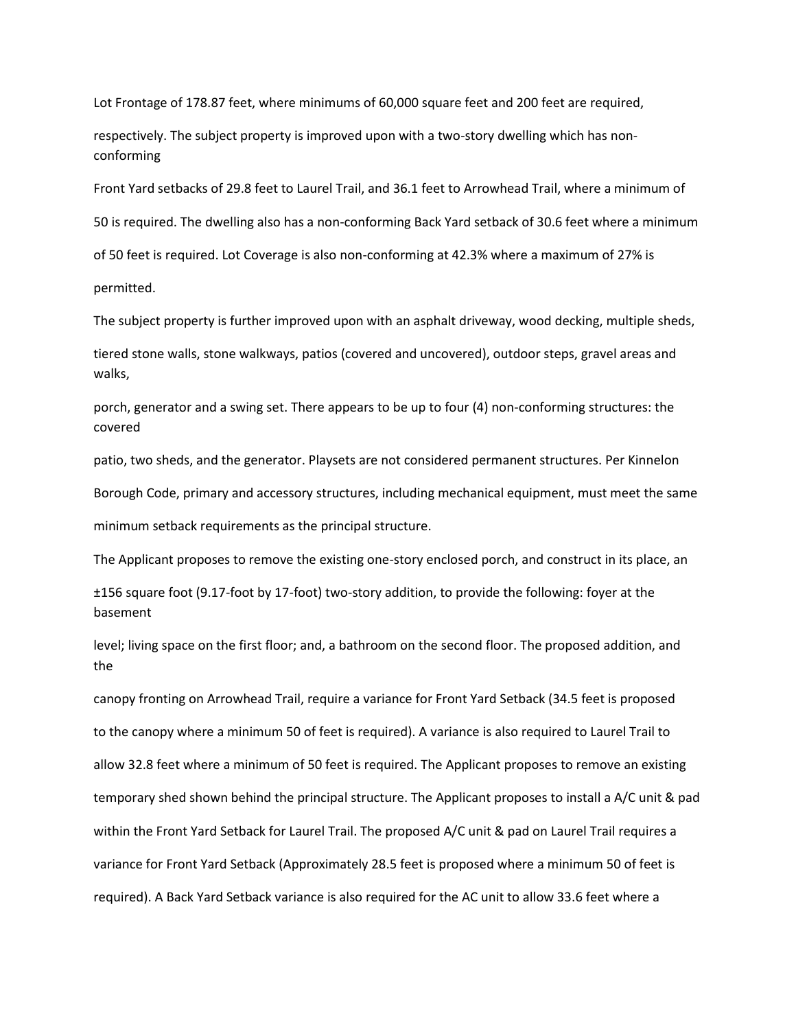Lot Frontage of 178.87 feet, where minimums of 60,000 square feet and 200 feet are required, respectively. The subject property is improved upon with a two-story dwelling which has non-conforming Front Yard setbacks of 29.8 feet to Laurel Trail, and 36.1 feet to Arrowhead Trail, where a minimum of 50 is required. The dwelling also has a non-conforming Back Yard setback of 30.6 feet where a minimum of 50 feet is required. Lot Coverage is also non-conforming at 42.3% where a maximum of 27% is permitted.

The subject property is further improved upon with an asphalt driveway, wood decking, multiple sheds, tiered stone walls, stone walkways, patios (covered and uncovered), outdoor steps, gravel areas and walks, porch, generator and a swing set. There appears to be up to four (4) non-conforming structures: the covered patio, two sheds, and the generator. Playsets are not considered permanent structures. Per Kinnelon Borough Code, primary and accessory structures, including mechanical equipment, must meet the same minimum setback requirements as the principal structure.

The Applicant proposes to remove the existing one-story enclosed porch, and construct in its place, an ±156 square foot (9.17-foot by 17-foot) two-story addition, to provide the following: foyer at the basement level; living space on the first floor; and, a bathroom on the second floor. The proposed addition, and the canopy fronting on Arrowhead Trail, require a variance for Front Yard Setback (34.5 feet is proposed to the canopy where a minimum 50 of feet is required). A variance is also required to Laurel Trail to allow 32.8 feet where a minimum of 50 feet is required. The Applicant proposes to remove an existing temporary shed shown behind the principal structure. The Applicant proposes to install a A/C unit & pad within the Front Yard Setback for Laurel Trail. The proposed A/C unit & pad on Laurel Trail requires a variance for Front Yard Setback (Approximately 28.5 feet is proposed where a minimum 50 of feet is required). A Back Yard Setback variance is also required for the AC unit to allow 33.6 feet where a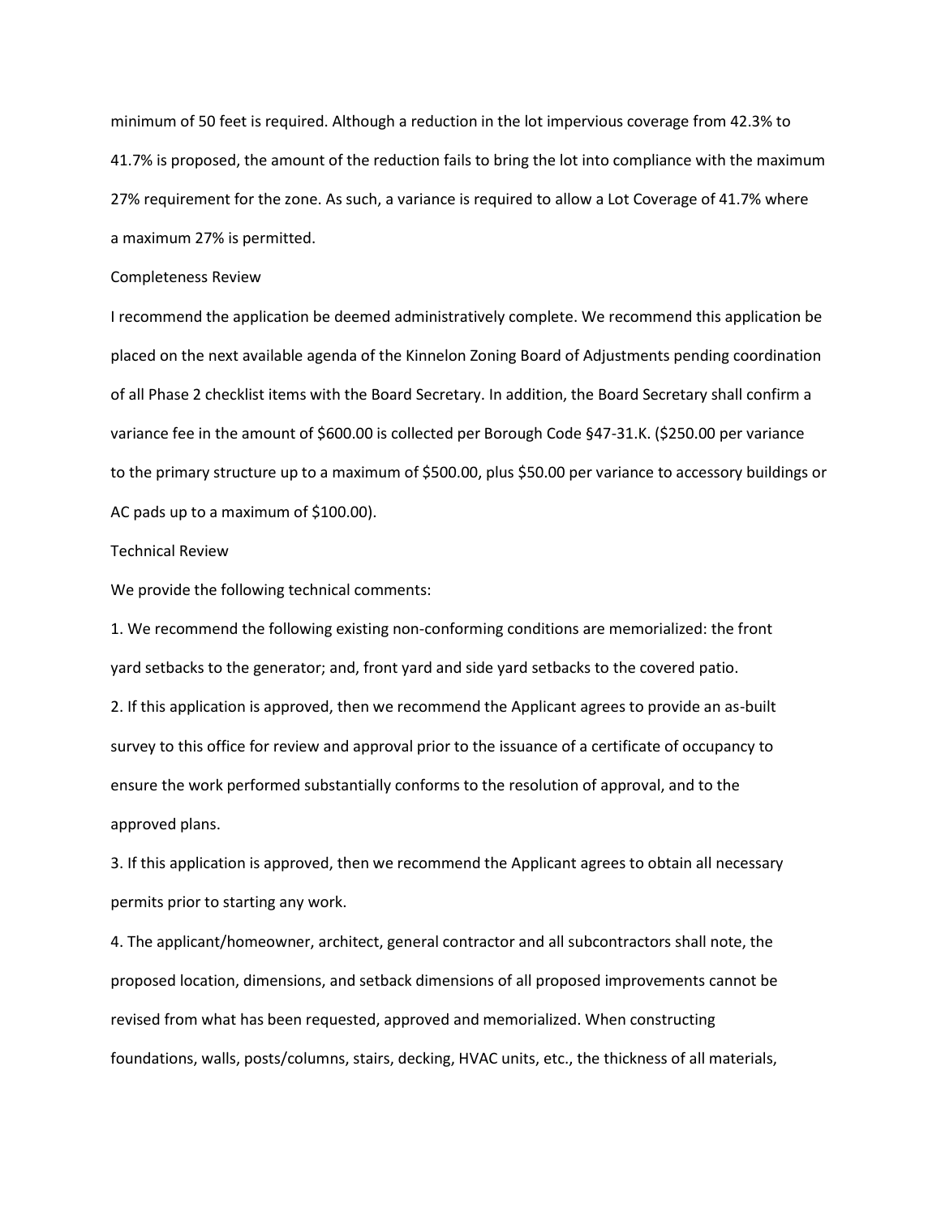minimum of 50 feet is required. Although a reduction in the lot impervious coverage from 42.3% to 41.7% is proposed, the amount of the reduction fails to bring the lot into compliance with the maximum 27% requirement for the zone. As such, a variance is required to allow a Lot Coverage of 41.7% where a maximum 27% is permitted.

Completeness Review

I recommend the application be deemed administratively complete. We recommend this application be placed on the next available agenda of the Kinnelon Zoning Board of Adjustments pending coordination of all Phase 2 checklist items with the Board Secretary. In addition, the Board Secretary shall confirm a variance fee in the amount of $600.00 is collected per Borough Code §47-31.K. ($250.00 per variance to the primary structure up to a maximum of $500.00, plus $50.00 per variance to accessory buildings or AC pads up to a maximum of $100.00).

Technical Review

We provide the following technical comments:

1. We recommend the following existing non-conforming conditions are memorialized: the front yard setbacks to the generator; and, front yard and side yard setbacks to the covered patio.
2. If this application is approved, then we recommend the Applicant agrees to provide an as-built survey to this office for review and approval prior to the issuance of a certificate of occupancy to ensure the work performed substantially conforms to the resolution of approval, and to the approved plans.
3. If this application is approved, then we recommend the Applicant agrees to obtain all necessary permits prior to starting any work.
4. The applicant/homeowner, architect, general contractor and all subcontractors shall note, the proposed location, dimensions, and setback dimensions of all proposed improvements cannot be revised from what has been requested, approved and memorialized. When constructing foundations, walls, posts/columns, stairs, decking, HVAC units, etc., the thickness of all materials,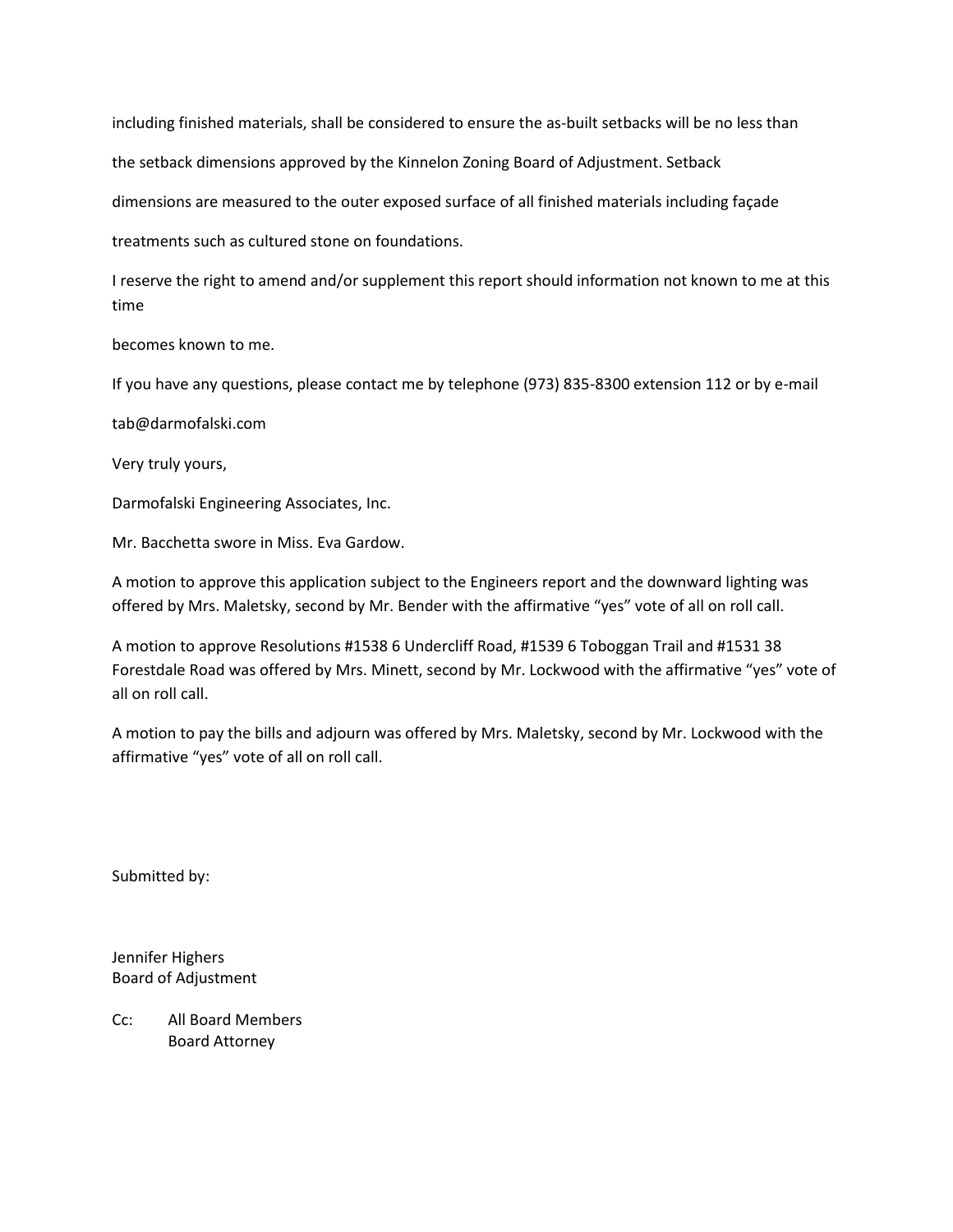including finished materials, shall be considered to ensure the as-built setbacks will be no less than

the setback dimensions approved by the Kinnelon Zoning Board of Adjustment. Setback

dimensions are measured to the outer exposed surface of all finished materials including façade

treatments such as cultured stone on foundations.

I reserve the right to amend and/or supplement this report should information not known to me at this time

becomes known to me.

If you have any questions, please contact me by telephone (973) 835-8300 extension 112 or by e-mail

tab@darmofalski.com

Very truly yours,

Darmofalski Engineering Associates, Inc.

Mr. Bacchetta swore in Miss. Eva Gardow.

A motion to approve this application subject to the Engineers report and the downward lighting was offered by Mrs. Maletsky, second by Mr. Bender with the affirmative "yes" vote of all on roll call.

A motion to approve Resolutions #1538 6 Undercliff Road, #1539 6 Toboggan Trail and #1531 38 Forestdale Road was offered by Mrs. Minett, second by Mr. Lockwood with the affirmative "yes" vote of all on roll call.

A motion to pay the bills and adjourn was offered by Mrs. Maletsky, second by Mr. Lockwood with the affirmative "yes" vote of all on roll call.

Submitted by:

Jennifer Highers
Board of Adjustment

Cc: All Board Members
Board Attorney